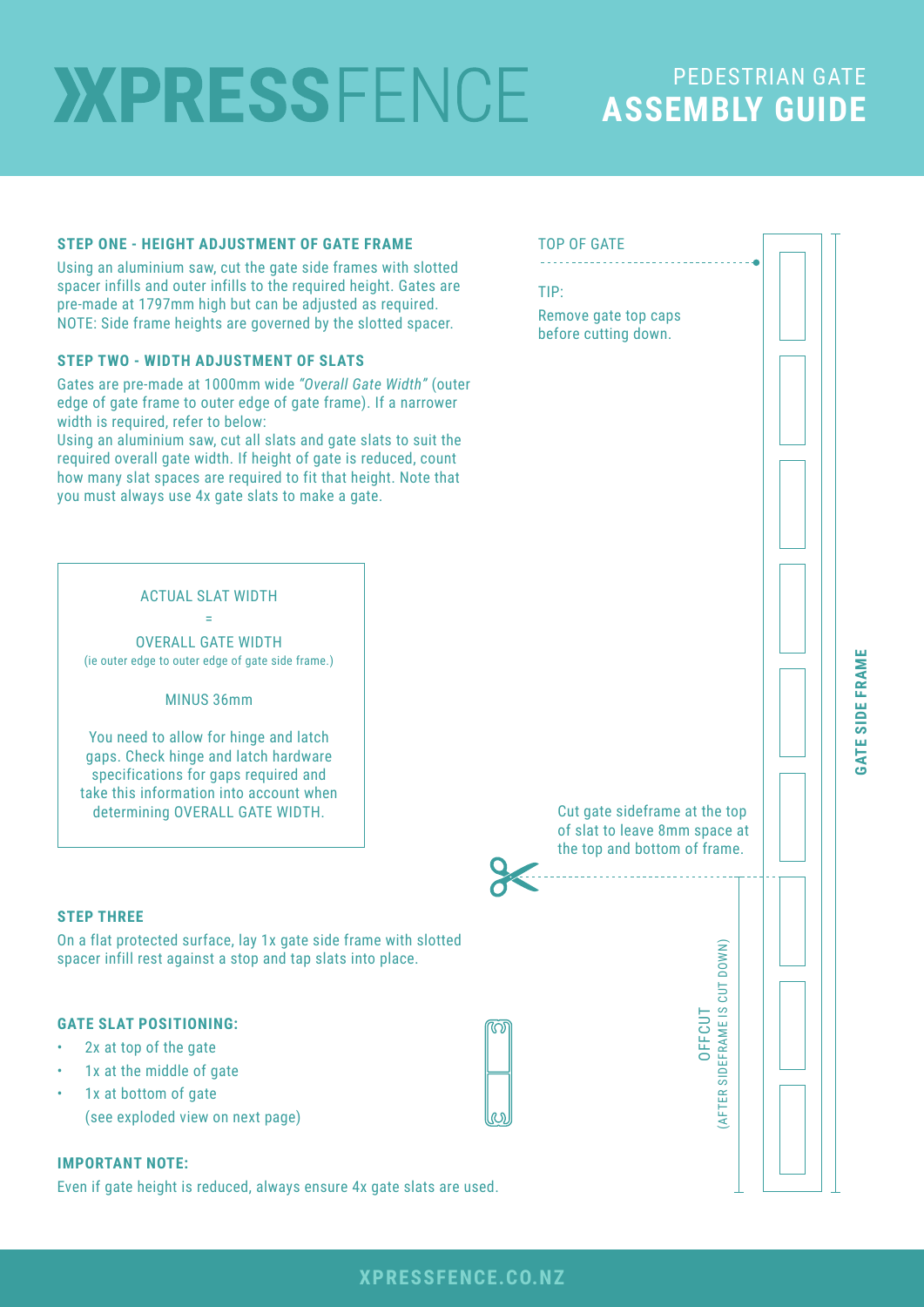# XPRESSFENCE

## PEDESTRIAN GATE ASSEMBLY GUIDE

### STEP ONE - HEIGHT ADJUSTMENT OF GATE FRAME

Using an aluminium saw, cut the gate side frames with slotted spacer infills and outer infills to the required height. Gates are pre-made at 1797mm high but can be adjusted as required.
NOTE: Side frame heights are governed by the slotted spacer.

### STEP TWO - WIDTH ADJUSTMENT OF SLATS

Gates are pre-made at 1000mm wide *"Overall Gate Width"* (outer edge of gate frame to outer edge of gate frame). If a narrower width is required, refer to below:
Using an aluminium saw, cut all slats and gate slats to suit the required overall gate width. If height of gate is reduced, count how many slat spaces are required to fit that height. Note that you must always use 4x gate slats to make a gate.

> ACTUAL SLAT WIDTH
>
> =
>
> OVERALL GATE WIDTH
> (ie outer edge to outer edge of gate side frame.)
>
> MINUS 36mm
>
> You need to allow for hinge and latch gaps. Check hinge and latch hardware specifications for gaps required and take this information into account when determining OVERALL GATE WIDTH.

TOP OF GATE

TIP:
Remove gate top caps before cutting down.

Cut gate sideframe at the top of slat to leave 8mm space at the top and bottom of frame.

OFFCUT
(AFTER SIDEFRAME IS CUT DOWN)

GATE SIDE FRAME

### STEP THREE

On a flat protected surface, lay 1x gate side frame with slotted spacer infill rest against a stop and tap slats into place.

### GATE SLAT POSITIONING:

- 2x at top of the gate
- 1x at the middle of gate
- 1x at bottom of gate
  (see exploded view on next page)

### IMPORTANT NOTE:

Even if gate height is reduced, always ensure 4x gate slats are used.

XPRESSFENCE.CO.NZ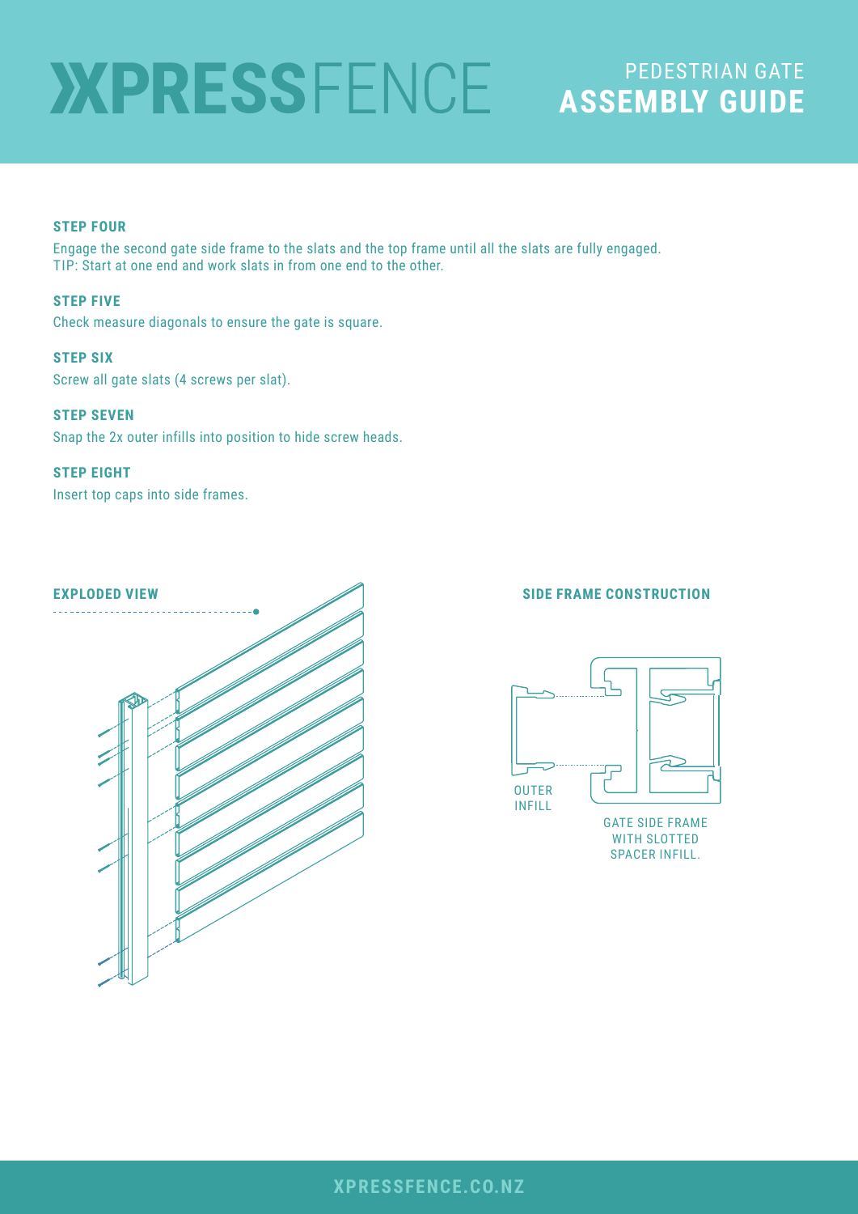# XPRESSFENCE

## PEDESTRIAN GATE ASSEMBLY GUIDE

**STEP FOUR**

Engage the second gate side frame to the slats and the top frame until all the slats are fully engaged.
TIP: Start at one end and work slats in from one end to the other.

**STEP FIVE**

Check measure diagonals to ensure the gate is square.

**STEP SIX**

Screw all gate slats (4 screws per slat).

**STEP SEVEN**

Snap the 2x outer infills into position to hide screw heads.

**STEP EIGHT**

Insert top caps into side frames.

**EXPLODED VIEW**

**SIDE FRAME CONSTRUCTION**

OUTER INFILL

GATE SIDE FRAME WITH SLOTTED SPACER INFILL.

**XPRESSFENCE.CO.NZ**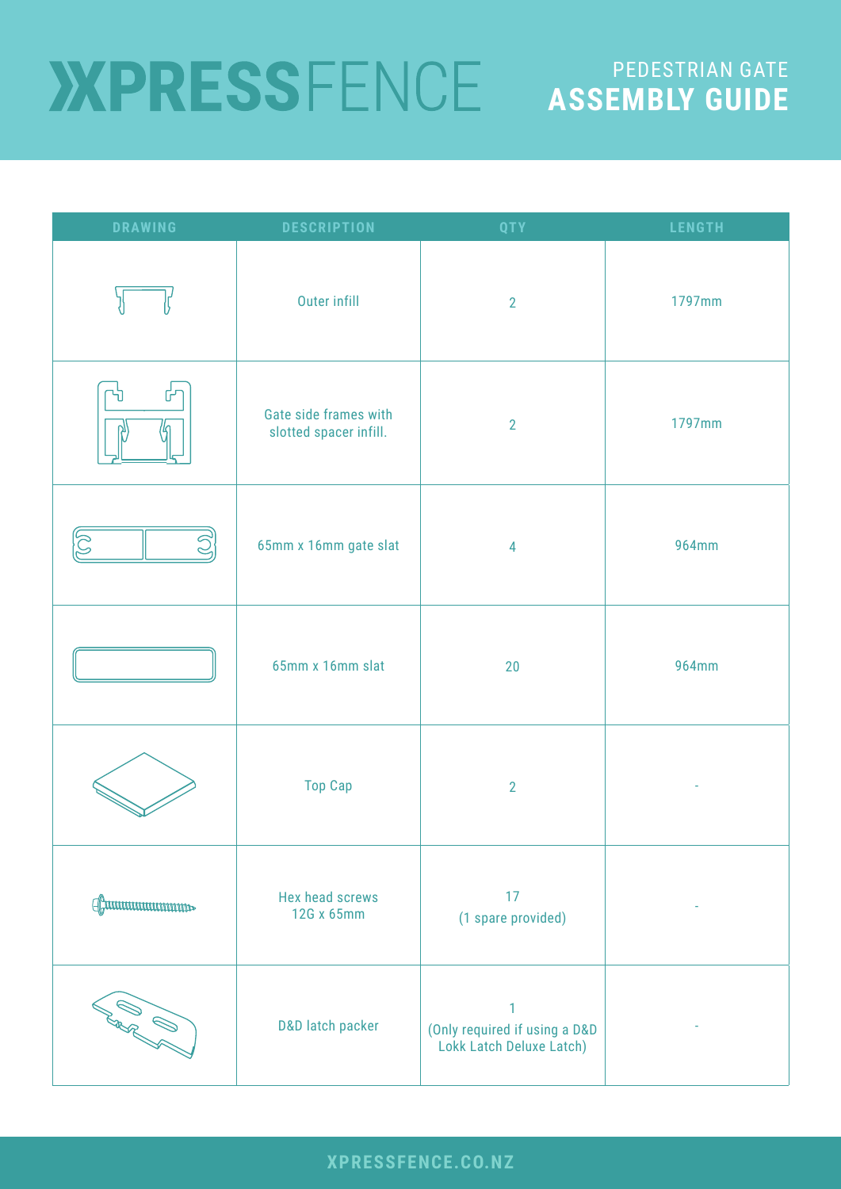# XPRESSFENCE

## PEDESTRIAN GATE
## ASSEMBLY GUIDE

| DRAWING | DESCRIPTION | QTY | LENGTH |
| --- | --- | --- | --- |
| | Outer infill | 2 | 1797mm |
| | Gate side frames with slotted spacer infill. | 2 | 1797mm |
| | 65mm x 16mm gate slat | 4 | 964mm |
| | 65mm x 16mm slat | 20 | 964mm |
| | Top Cap | 2 | - |
| | Hex head screws 12G x 65mm | 17 (1 spare provided) | - |
| | D&D latch packer | 1 (Only required if using a D&D Lokk Latch Deluxe Latch) | - |

XPRESSFENCE.CO.NZ